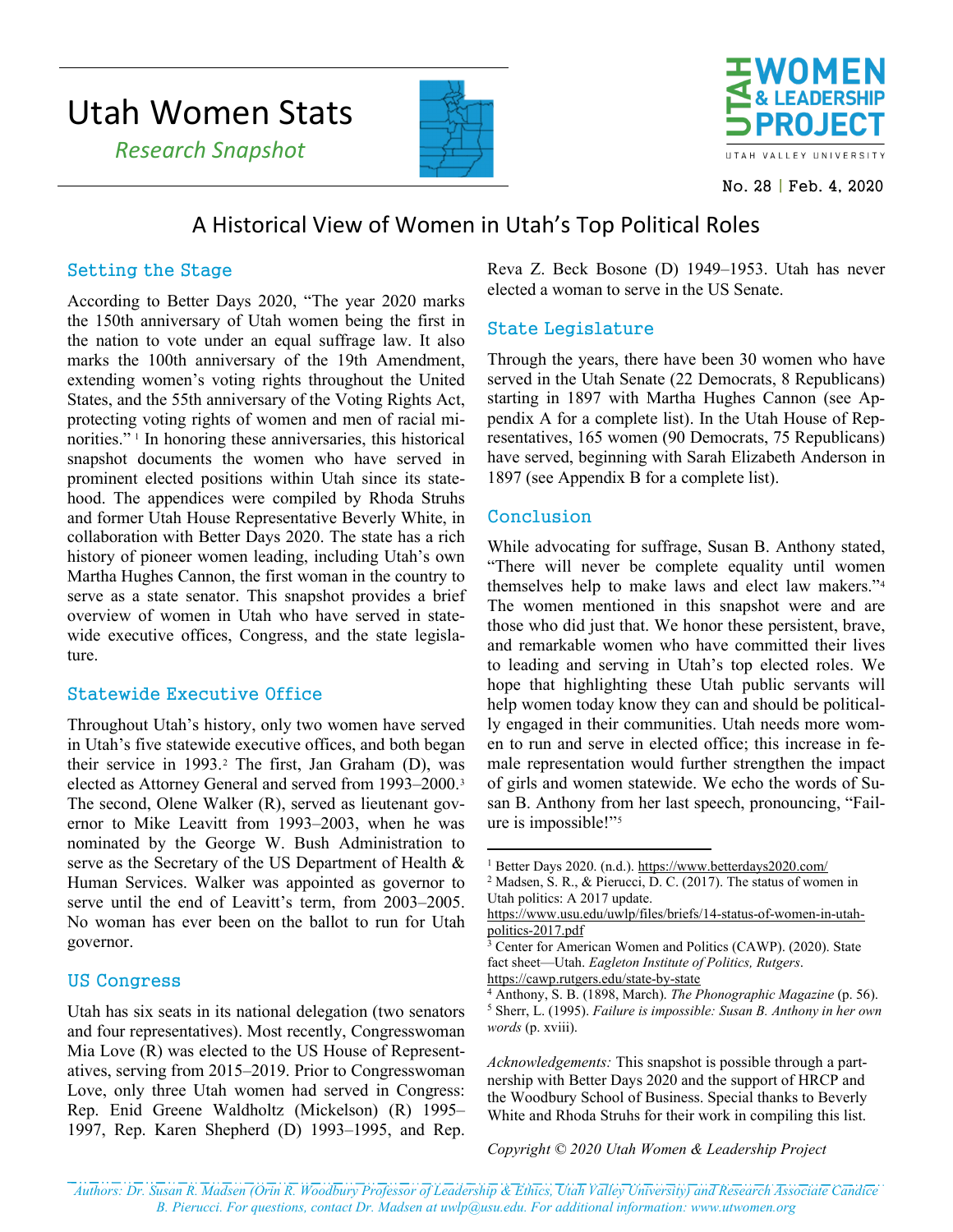# Utah Women Stats

*Research Snapshot*

No. 28 | Feb. 4, 2020

## A Historical View of Women in Utah's Top Political Roles

### Setting the Stage

According to Better Days 2020, "The year 2020 marks the 150th anniversary of Utah women being the first in the nation to vote under an equal suffrage law. It also marks the 100th anniversary of the 19th Amendment, extending women's voting rights throughout the United States, and the 55th anniversary of the Voting Rights Act, protecting voting rights of women and men of racial minorities." [1] In honoring these anniversaries, this historical snapshot documents the women who have served in prominent elected positions within Utah since its statehood. The appendices were compiled by Rhoda Struhs and former Utah House Representative Beverly White, in collaboration with Better Days 2020. The state has a rich history of pioneer women leading, including Utah's own Martha Hughes Cannon, the first woman in the country to serve as a state senator. This snapshot provides a brief overview of women in Utah who have served in statewide executive offices, Congress, and the state legislature.

### Statewide Executive Office

Throughout Utah's history, only two women have served in Utah's five statewide executive offices, and both began their service in 1993.[2] The first, Jan Graham (D), was elected as Attorney General and served from 1993–2000.[3] The second, Olene Walker (R), served as lieutenant governor to Mike Leavitt from 1993–2003, when he was nominated by the George W. Bush Administration to serve as the Secretary of the US Department of Health & Human Services. Walker was appointed as governor to serve until the end of Leavitt's term, from 2003–2005. No woman has ever been on the ballot to run for Utah governor.

### US Congress

Utah has six seats in its national delegation (two senators and four representatives). Most recently, Congresswoman Mia Love (R) was elected to the US House of Representatives, serving from 2015–2019. Prior to Congresswoman Love, only three Utah women had served in Congress: Rep. Enid Greene Waldholtz (Mickelson) (R) 1995–1997, Rep. Karen Shepherd (D) 1993–1995, and Rep. Reva Z. Beck Bosone (D) 1949–1953. Utah has never elected a woman to serve in the US Senate.

### State Legislature

Through the years, there have been 30 women who have served in the Utah Senate (22 Democrats, 8 Republicans) starting in 1897 with Martha Hughes Cannon (see Appendix A for a complete list). In the Utah House of Representatives, 165 women (90 Democrats, 75 Republicans) have served, beginning with Sarah Elizabeth Anderson in 1897 (see Appendix B for a complete list).

### Conclusion

While advocating for suffrage, Susan B. Anthony stated, "There will never be complete equality until women themselves help to make laws and elect law makers."[4] The women mentioned in this snapshot were and are those who did just that. We honor these persistent, brave, and remarkable women who have committed their lives to leading and serving in Utah's top elected roles. We hope that highlighting these Utah public servants will help women today know they can and should be politically engaged in their communities. Utah needs more women to run and serve in elected office; this increase in female representation would further strengthen the impact of girls and women statewide. We echo the words of Susan B. Anthony from her last speech, pronouncing, "Failure is impossible!"[5]

---

[1] Better Days 2020. (n.d.). https://www.betterdays2020.com/

[2] Madsen, S. R., & Pierucci, D. C. (2017). The status of women in Utah politics: A 2017 update. https://www.usu.edu/uwlp/files/briefs/14-status-of-women-in-utah-politics-2017.pdf

[3] Center for American Women and Politics (CAWP). (2020). State fact sheet—Utah. *Eagleton Institute of Politics, Rutgers*. https://cawp.rutgers.edu/state-by-state

[4] Anthony, S. B. (1898, March). *The Phonographic Magazine* (p. 56).

[5] Sherr, L. (1995). *Failure is impossible: Susan B. Anthony in her own words* (p. xviii).

*Acknowledgements:* This snapshot is possible through a partnership with Better Days 2020 and the support of HRCP and the Woodbury School of Business. Special thanks to Beverly White and Rhoda Struhs for their work in compiling this list.

*Copyright © 2020 Utah Women & Leadership Project*

*Authors: Dr. Susan R. Madsen (Orin R. Woodbury Professor of Leadership & Ethics, Utah Valley University) and Research Associate Candice B. Pierucci. For questions, contact Dr. Madsen at uwlp@usu.edu. For additional information: www.utwomen.org*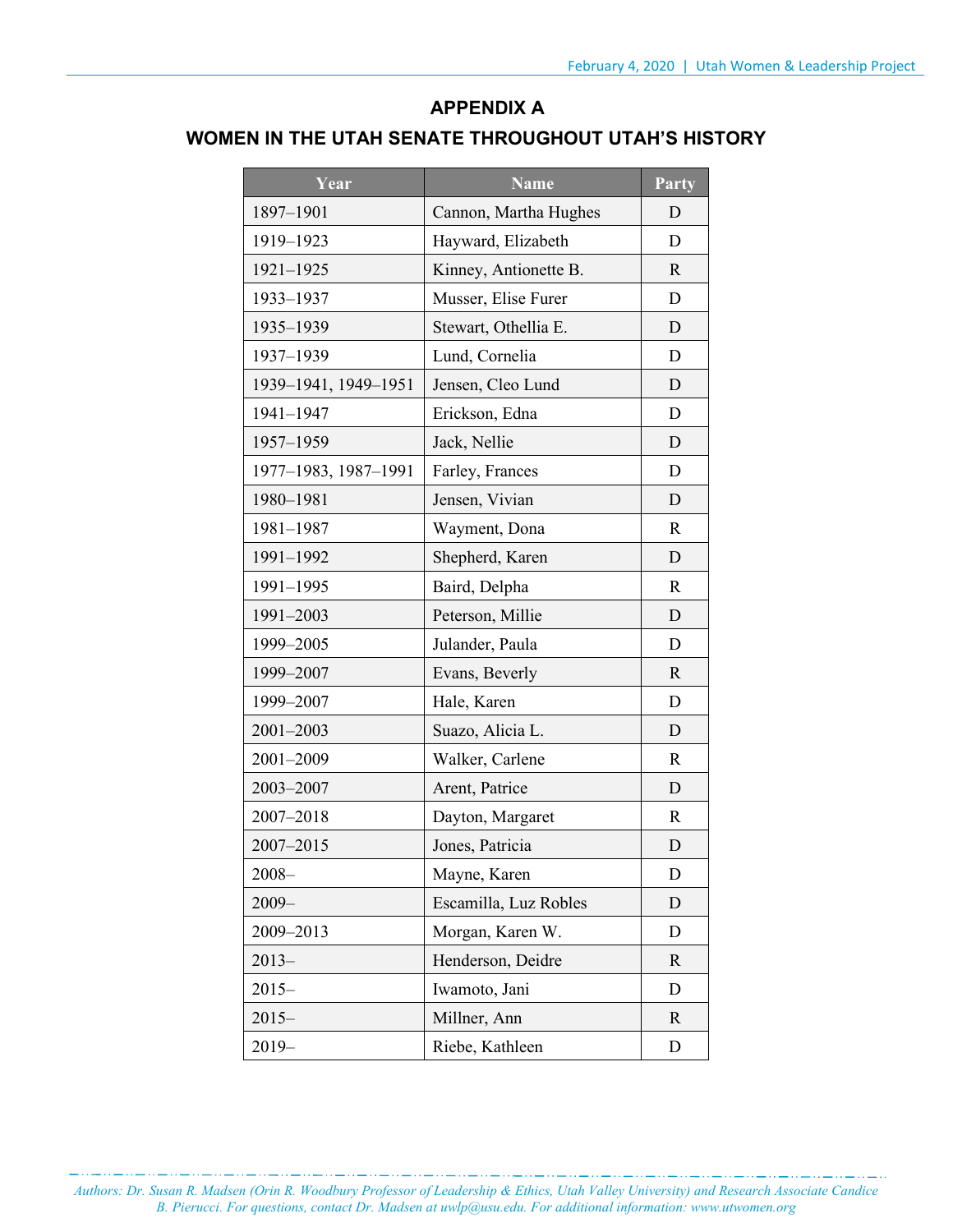## APPENDIX A

## WOMEN IN THE UTAH SENATE THROUGHOUT UTAH'S HISTORY

| Year | Name | Party |
|---|---|---|
| 1897–1901 | Cannon, Martha Hughes | D |
| 1919–1923 | Hayward, Elizabeth | D |
| 1921–1925 | Kinney, Antionette B. | R |
| 1933–1937 | Musser, Elise Furer | D |
| 1935–1939 | Stewart, Othellia E. | D |
| 1937–1939 | Lund, Cornelia | D |
| 1939–1941, 1949–1951 | Jensen, Cleo Lund | D |
| 1941–1947 | Erickson, Edna | D |
| 1957–1959 | Jack, Nellie | D |
| 1977–1983, 1987–1991 | Farley, Frances | D |
| 1980–1981 | Jensen, Vivian | D |
| 1981–1987 | Wayment, Dona | R |
| 1991–1992 | Shepherd, Karen | D |
| 1991–1995 | Baird, Delpha | R |
| 1991–2003 | Peterson, Millie | D |
| 1999–2005 | Julander, Paula | D |
| 1999–2007 | Evans, Beverly | R |
| 1999–2007 | Hale, Karen | D |
| 2001–2003 | Suazo, Alicia L. | D |
| 2001–2009 | Walker, Carlene | R |
| 2003–2007 | Arent, Patrice | D |
| 2007–2018 | Dayton, Margaret | R |
| 2007–2015 | Jones, Patricia | D |
| 2008– | Mayne, Karen | D |
| 2009– | Escamilla, Luz Robles | D |
| 2009–2013 | Morgan, Karen W. | D |
| 2013– | Henderson, Deidre | R |
| 2015– | Iwamoto, Jani | D |
| 2015– | Millner, Ann | R |
| 2019– | Riebe, Kathleen | D |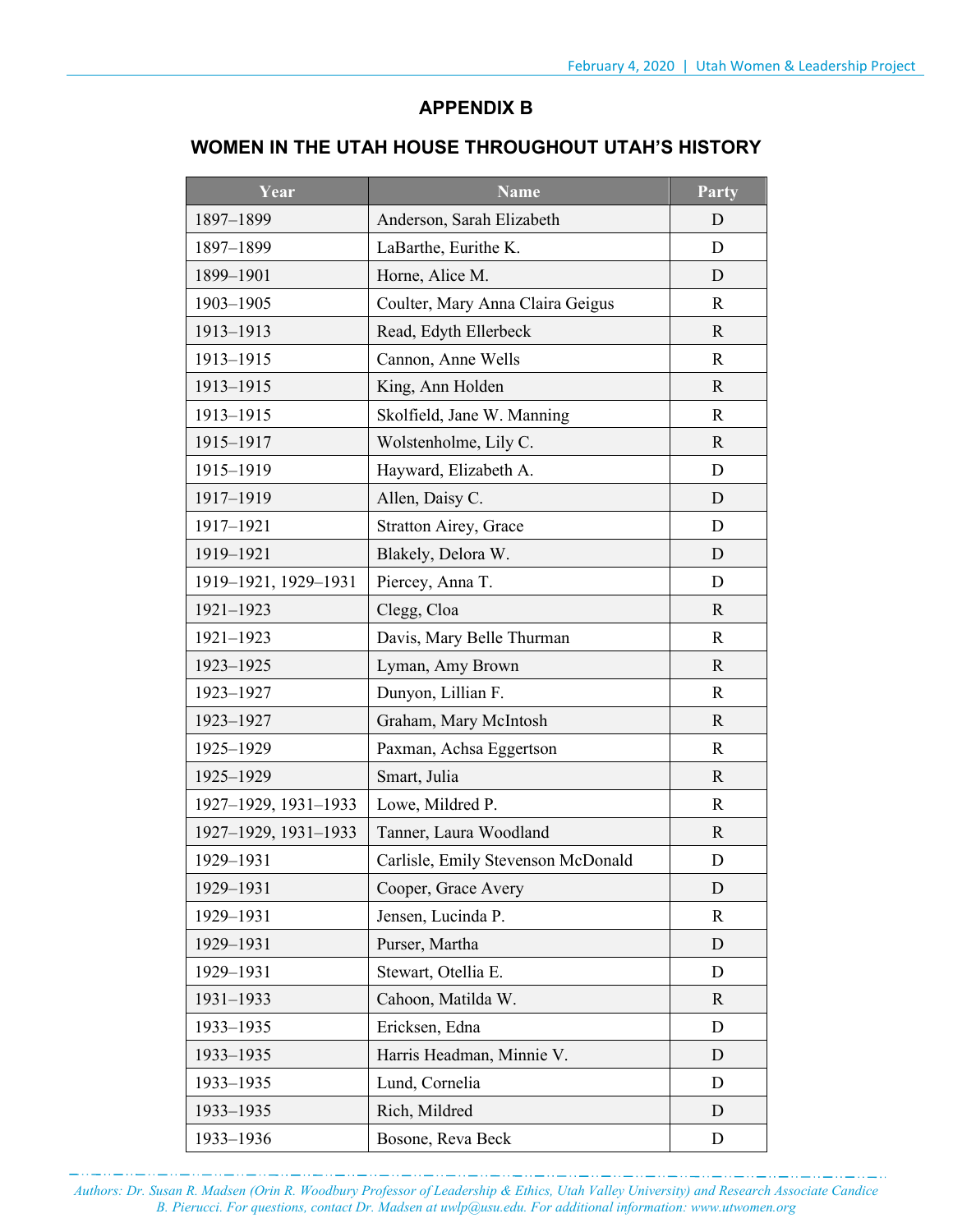## APPENDIX B

## WOMEN IN THE UTAH HOUSE THROUGHOUT UTAH'S HISTORY

| Year | Name | Party |
|---|---|---|
| 1897–1899 | Anderson, Sarah Elizabeth | D |
| 1897–1899 | LaBarthe, Eurithe K. | D |
| 1899–1901 | Horne, Alice M. | D |
| 1903–1905 | Coulter, Mary Anna Claira Geigus | R |
| 1913–1913 | Read, Edyth Ellerbeck | R |
| 1913–1915 | Cannon, Anne Wells | R |
| 1913–1915 | King, Ann Holden | R |
| 1913–1915 | Skolfield, Jane W. Manning | R |
| 1915–1917 | Wolstenholme, Lily C. | R |
| 1915–1919 | Hayward, Elizabeth A. | D |
| 1917–1919 | Allen, Daisy C. | D |
| 1917–1921 | Stratton Airey, Grace | D |
| 1919–1921 | Blakely, Delora W. | D |
| 1919–1921, 1929–1931 | Piercey, Anna T. | D |
| 1921–1923 | Clegg, Cloa | R |
| 1921–1923 | Davis, Mary Belle Thurman | R |
| 1923–1925 | Lyman, Amy Brown | R |
| 1923–1927 | Dunyon, Lillian F. | R |
| 1923–1927 | Graham, Mary McIntosh | R |
| 1925–1929 | Paxman, Achsa Eggertson | R |
| 1925–1929 | Smart, Julia | R |
| 1927–1929, 1931–1933 | Lowe, Mildred P. | R |
| 1927–1929, 1931–1933 | Tanner, Laura Woodland | R |
| 1929–1931 | Carlisle, Emily Stevenson McDonald | D |
| 1929–1931 | Cooper, Grace Avery | D |
| 1929–1931 | Jensen, Lucinda P. | R |
| 1929–1931 | Purser, Martha | D |
| 1929–1931 | Stewart, Otellia E. | D |
| 1931–1933 | Cahoon, Matilda W. | R |
| 1933–1935 | Ericksen, Edna | D |
| 1933–1935 | Harris Headman, Minnie V. | D |
| 1933–1935 | Lund, Cornelia | D |
| 1933–1935 | Rich, Mildred | D |
| 1933–1936 | Bosone, Reva Beck | D |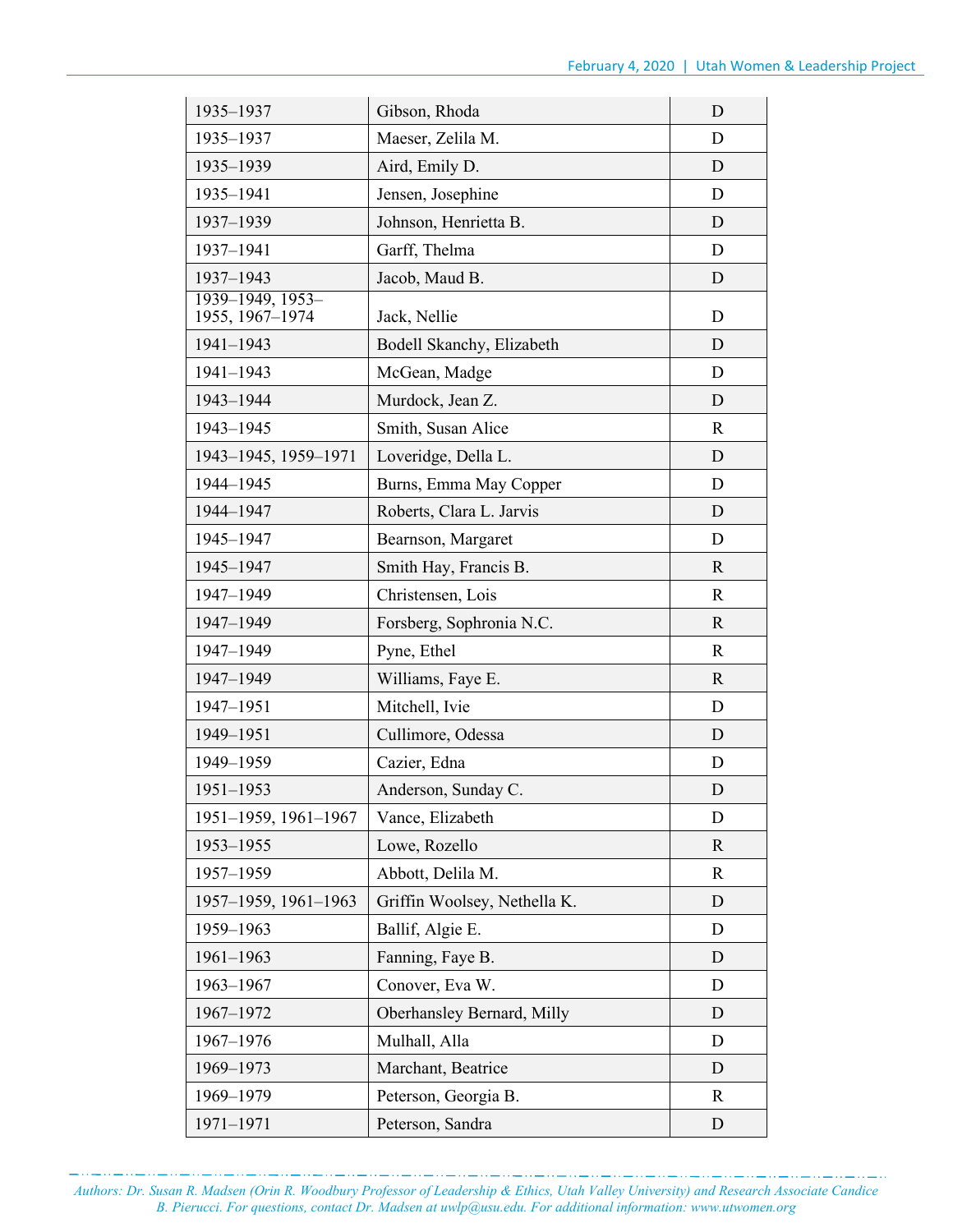| 1935–1937 | Gibson, Rhoda | D |
|---|---|---|
| 1935–1937 | Maeser, Zelila M. | D |
| 1935–1939 | Aird, Emily D. | D |
| 1935–1941 | Jensen, Josephine | D |
| 1937–1939 | Johnson, Henrietta B. | D |
| 1937–1941 | Garff, Thelma | D |
| 1937–1943 | Jacob, Maud B. | D |
| 1939–1949, 1953–1955, 1967–1974 | Jack, Nellie | D |
| 1941–1943 | Bodell Skanchy, Elizabeth | D |
| 1941–1943 | McGean, Madge | D |
| 1943–1944 | Murdock, Jean Z. | D |
| 1943–1945 | Smith, Susan Alice | R |
| 1943–1945, 1959–1971 | Loveridge, Della L. | D |
| 1944–1945 | Burns, Emma May Copper | D |
| 1944–1947 | Roberts, Clara L. Jarvis | D |
| 1945–1947 | Bearnson, Margaret | D |
| 1945–1947 | Smith Hay, Francis B. | R |
| 1947–1949 | Christensen, Lois | R |
| 1947–1949 | Forsberg, Sophronia N.C. | R |
| 1947–1949 | Pyne, Ethel | R |
| 1947–1949 | Williams, Faye E. | R |
| 1947–1951 | Mitchell, Ivie | D |
| 1949–1951 | Cullimore, Odessa | D |
| 1949–1959 | Cazier, Edna | D |
| 1951–1953 | Anderson, Sunday C. | D |
| 1951–1959, 1961–1967 | Vance, Elizabeth | D |
| 1953–1955 | Lowe, Rozello | R |
| 1957–1959 | Abbott, Delila M. | R |
| 1957–1959, 1961–1963 | Griffin Woolsey, Nethella K. | D |
| 1959–1963 | Ballif, Algie E. | D |
| 1961–1963 | Fanning, Faye B. | D |
| 1963–1967 | Conover, Eva W. | D |
| 1967–1972 | Oberhansley Bernard, Milly | D |
| 1967–1976 | Mulhall, Alla | D |
| 1969–1973 | Marchant, Beatrice | D |
| 1969–1979 | Peterson, Georgia B. | R |
| 1971–1971 | Peterson, Sandra | D |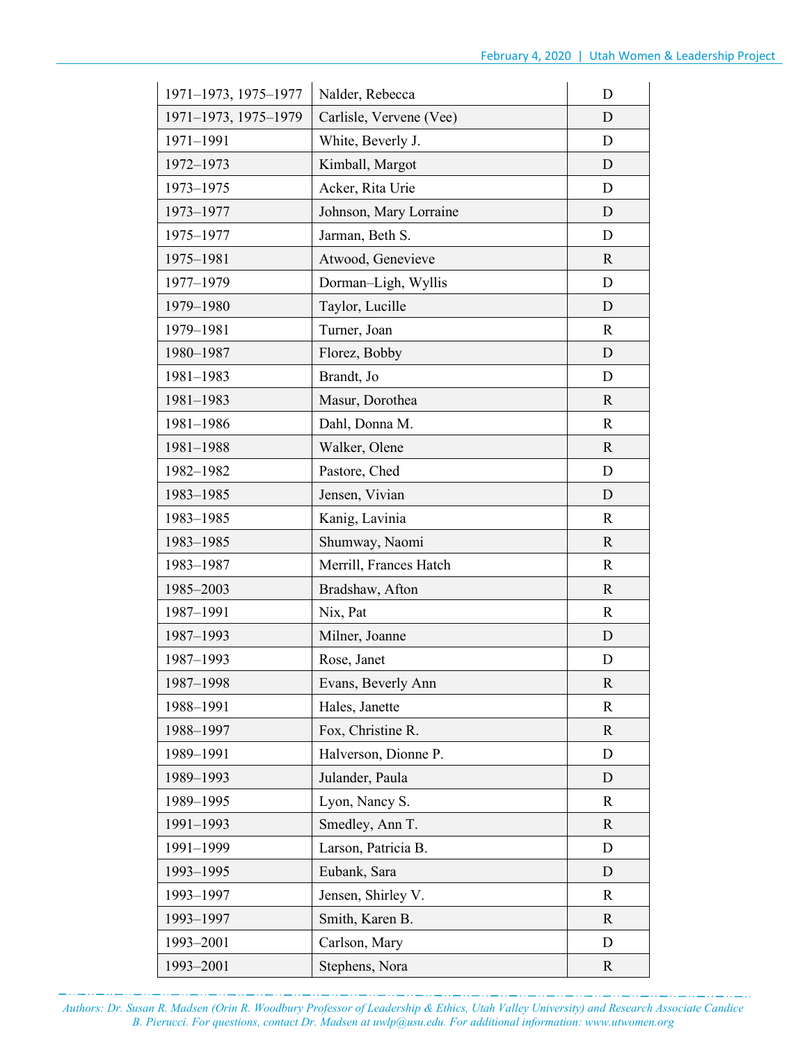| | | |
|---|---|---|
| 1971–1973, 1975–1977 | Nalder, Rebecca | D |
| 1971–1973, 1975–1979 | Carlisle, Vervene (Vee) | D |
| 1971–1991 | White, Beverly J. | D |
| 1972–1973 | Kimball, Margot | D |
| 1973–1975 | Acker, Rita Urie | D |
| 1973–1977 | Johnson, Mary Lorraine | D |
| 1975–1977 | Jarman, Beth S. | D |
| 1975–1981 | Atwood, Genevieve | R |
| 1977–1979 | Dorman–Ligh, Wyllis | D |
| 1979–1980 | Taylor, Lucille | D |
| 1979–1981 | Turner, Joan | R |
| 1980–1987 | Florez, Bobby | D |
| 1981–1983 | Brandt, Jo | D |
| 1981–1983 | Masur, Dorothea | R |
| 1981–1986 | Dahl, Donna M. | R |
| 1981–1988 | Walker, Olene | R |
| 1982–1982 | Pastore, Ched | D |
| 1983–1985 | Jensen, Vivian | D |
| 1983–1985 | Kanig, Lavinia | R |
| 1983–1985 | Shumway, Naomi | R |
| 1983–1987 | Merrill, Frances Hatch | R |
| 1985–2003 | Bradshaw, Afton | R |
| 1987–1991 | Nix, Pat | R |
| 1987–1993 | Milner, Joanne | D |
| 1987–1993 | Rose, Janet | D |
| 1987–1998 | Evans, Beverly Ann | R |
| 1988–1991 | Hales, Janette | R |
| 1988–1997 | Fox, Christine R. | R |
| 1989–1991 | Halverson, Dionne P. | D |
| 1989–1993 | Julander, Paula | D |
| 1989–1995 | Lyon, Nancy S. | R |
| 1991–1993 | Smedley, Ann T. | R |
| 1991–1999 | Larson, Patricia B. | D |
| 1993–1995 | Eubank, Sara | D |
| 1993–1997 | Jensen, Shirley V. | R |
| 1993–1997 | Smith, Karen B. | R |
| 1993–2001 | Carlson, Mary | D |
| 1993–2001 | Stephens, Nora | R |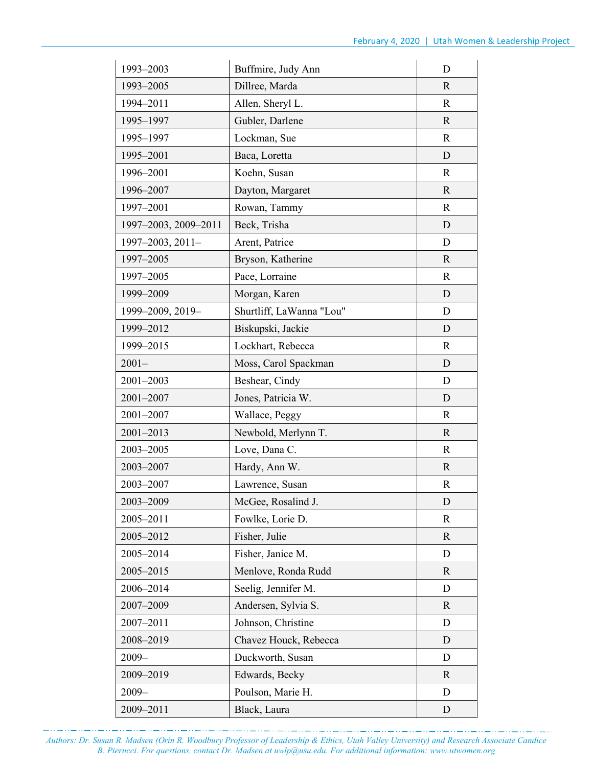| 1993–2003 | Buffmire, Judy Ann | D |
|---|---|---|
| 1993–2005 | Dillree, Marda | R |
| 1994–2011 | Allen, Sheryl L. | R |
| 1995–1997 | Gubler, Darlene | R |
| 1995–1997 | Lockman, Sue | R |
| 1995–2001 | Baca, Loretta | D |
| 1996–2001 | Koehn, Susan | R |
| 1996–2007 | Dayton, Margaret | R |
| 1997–2001 | Rowan, Tammy | R |
| 1997–2003, 2009–2011 | Beck, Trisha | D |
| 1997–2003, 2011– | Arent, Patrice | D |
| 1997–2005 | Bryson, Katherine | R |
| 1997–2005 | Pace, Lorraine | R |
| 1999–2009 | Morgan, Karen | D |
| 1999–2009, 2019– | Shurtliff, LaWanna "Lou" | D |
| 1999–2012 | Biskupski, Jackie | D |
| 1999–2015 | Lockhart, Rebecca | R |
| 2001– | Moss, Carol Spackman | D |
| 2001–2003 | Beshear, Cindy | D |
| 2001–2007 | Jones, Patricia W. | D |
| 2001–2007 | Wallace, Peggy | R |
| 2001–2013 | Newbold, Merlynn T. | R |
| 2003–2005 | Love, Dana C. | R |
| 2003–2007 | Hardy, Ann W. | R |
| 2003–2007 | Lawrence, Susan | R |
| 2003–2009 | McGee, Rosalind J. | D |
| 2005–2011 | Fowlke, Lorie D. | R |
| 2005–2012 | Fisher, Julie | R |
| 2005–2014 | Fisher, Janice M. | D |
| 2005–2015 | Menlove, Ronda Rudd | R |
| 2006–2014 | Seelig, Jennifer M. | D |
| 2007–2009 | Andersen, Sylvia S. | R |
| 2007–2011 | Johnson, Christine | D |
| 2008–2019 | Chavez Houck, Rebecca | D |
| 2009– | Duckworth, Susan | D |
| 2009–2019 | Edwards, Becky | R |
| 2009– | Poulson, Marie H. | D |
| 2009–2011 | Black, Laura | D |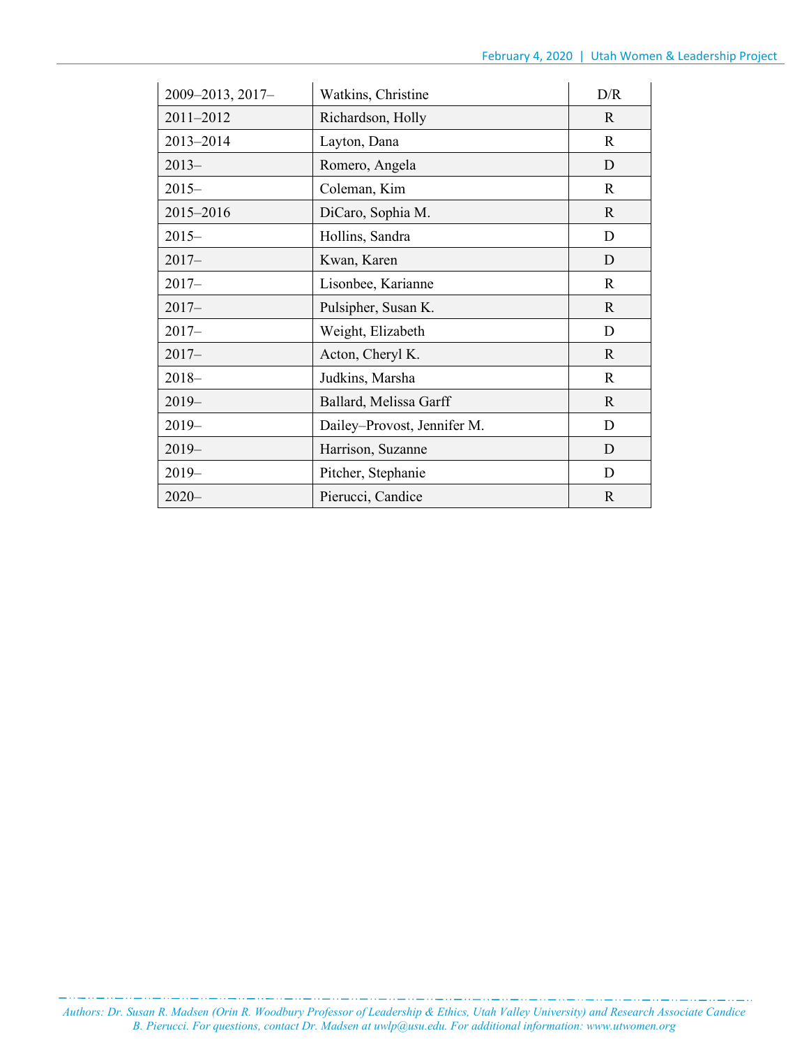| | | |
|---|---|---|
| 2009–2013, 2017– | Watkins, Christine | D/R |
| 2011–2012 | Richardson, Holly | R |
| 2013–2014 | Layton, Dana | R |
| 2013– | Romero, Angela | D |
| 2015– | Coleman, Kim | R |
| 2015–2016 | DiCaro, Sophia M. | R |
| 2015– | Hollins, Sandra | D |
| 2017– | Kwan, Karen | D |
| 2017– | Lisonbee, Karianne | R |
| 2017– | Pulsipher, Susan K. | R |
| 2017– | Weight, Elizabeth | D |
| 2017– | Acton, Cheryl K. | R |
| 2018– | Judkins, Marsha | R |
| 2019– | Ballard, Melissa Garff | R |
| 2019– | Dailey–Provost, Jennifer M. | D |
| 2019– | Harrison, Suzanne | D |
| 2019– | Pitcher, Stephanie | D |
| 2020– | Pierucci, Candice | R |

*Authors: Dr. Susan R. Madsen (Orin R. Woodbury Professor of Leadership & Ethics, Utah Valley University) and Research Associate Candice B. Pierucci. For questions, contact Dr. Madsen at uwlp@usu.edu. For additional information: www.utwomen.org*